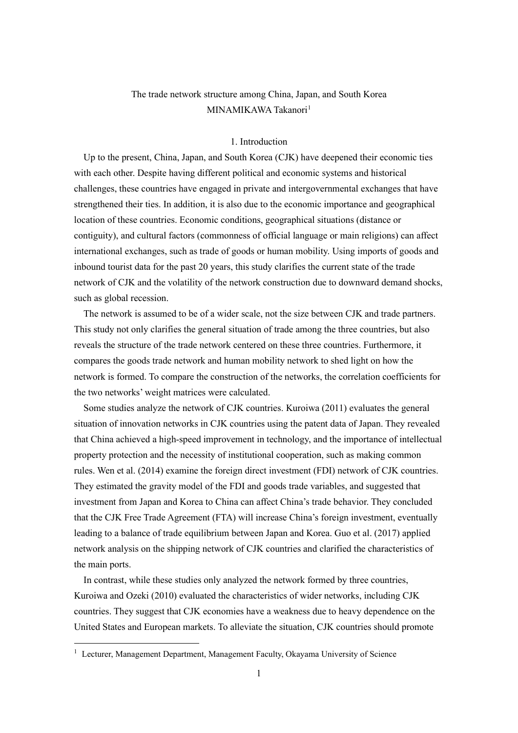# The trade network structure among China, Japan, and South Korea

MINAMIKAWA Takanori[1]

## 1. Introduction

Up to the present, China, Japan, and South Korea (CJK) have deepened their economic ties with each other. Despite having different political and economic systems and historical challenges, these countries have engaged in private and intergovernmental exchanges that have strengthened their ties. In addition, it is also due to the economic importance and geographical location of these countries. Economic conditions, geographical situations (distance or contiguity), and cultural factors (commonness of official language or main religions) can affect international exchanges, such as trade of goods or human mobility. Using imports of goods and inbound tourist data for the past 20 years, this study clarifies the current state of the trade network of CJK and the volatility of the network construction due to downward demand shocks, such as global recession.

The network is assumed to be of a wider scale, not the size between CJK and trade partners. This study not only clarifies the general situation of trade among the three countries, but also reveals the structure of the trade network centered on these three countries. Furthermore, it compares the goods trade network and human mobility network to shed light on how the network is formed. To compare the construction of the networks, the correlation coefficients for the two networks' weight matrices were calculated.

Some studies analyze the network of CJK countries. Kuroiwa (2011) evaluates the general situation of innovation networks in CJK countries using the patent data of Japan. They revealed that China achieved a high-speed improvement in technology, and the importance of intellectual property protection and the necessity of institutional cooperation, such as making common rules. Wen et al. (2014) examine the foreign direct investment (FDI) network of CJK countries. They estimated the gravity model of the FDI and goods trade variables, and suggested that investment from Japan and Korea to China can affect China's trade behavior. They concluded that the CJK Free Trade Agreement (FTA) will increase China's foreign investment, eventually leading to a balance of trade equilibrium between Japan and Korea. Guo et al. (2017) applied network analysis on the shipping network of CJK countries and clarified the characteristics of the main ports.

In contrast, while these studies only analyzed the network formed by three countries, Kuroiwa and Ozeki (2010) evaluated the characteristics of wider networks, including CJK countries. They suggest that CJK economies have a weakness due to heavy dependence on the United States and European markets. To alleviate the situation, CJK countries should promote

---

[1] Lecturer, Management Department, Management Faculty, Okayama University of Science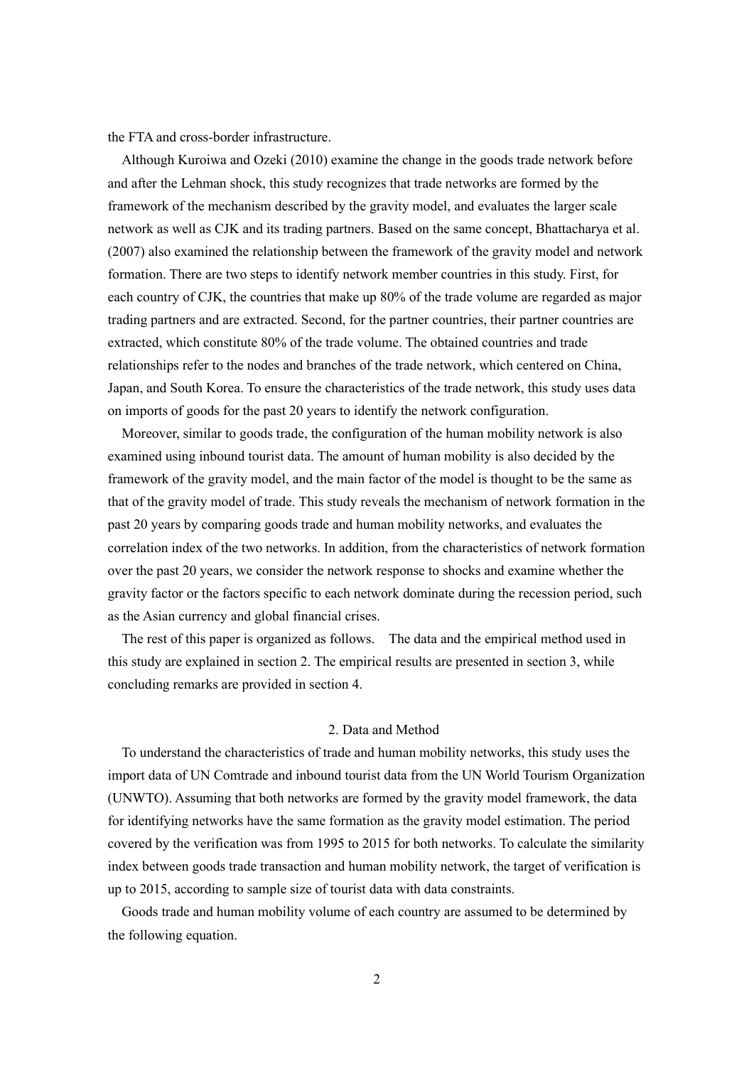the FTA and cross-border infrastructure.

Although Kuroiwa and Ozeki (2010) examine the change in the goods trade network before and after the Lehman shock, this study recognizes that trade networks are formed by the framework of the mechanism described by the gravity model, and evaluates the larger scale network as well as CJK and its trading partners. Based on the same concept, Bhattacharya et al. (2007) also examined the relationship between the framework of the gravity model and network formation. There are two steps to identify network member countries in this study. First, for each country of CJK, the countries that make up 80% of the trade volume are regarded as major trading partners and are extracted. Second, for the partner countries, their partner countries are extracted, which constitute 80% of the trade volume. The obtained countries and trade relationships refer to the nodes and branches of the trade network, which centered on China, Japan, and South Korea. To ensure the characteristics of the trade network, this study uses data on imports of goods for the past 20 years to identify the network configuration.

Moreover, similar to goods trade, the configuration of the human mobility network is also examined using inbound tourist data. The amount of human mobility is also decided by the framework of the gravity model, and the main factor of the model is thought to be the same as that of the gravity model of trade. This study reveals the mechanism of network formation in the past 20 years by comparing goods trade and human mobility networks, and evaluates the correlation index of the two networks. In addition, from the characteristics of network formation over the past 20 years, we consider the network response to shocks and examine whether the gravity factor or the factors specific to each network dominate during the recession period, such as the Asian currency and global financial crises.

The rest of this paper is organized as follows. The data and the empirical method used in this study are explained in section 2. The empirical results are presented in section 3, while concluding remarks are provided in section 4.

## 2. Data and Method

To understand the characteristics of trade and human mobility networks, this study uses the import data of UN Comtrade and inbound tourist data from the UN World Tourism Organization (UNWTO). Assuming that both networks are formed by the gravity model framework, the data for identifying networks have the same formation as the gravity model estimation. The period covered by the verification was from 1995 to 2015 for both networks. To calculate the similarity index between goods trade transaction and human mobility network, the target of verification is up to 2015, according to sample size of tourist data with data constraints.

Goods trade and human mobility volume of each country are assumed to be determined by the following equation.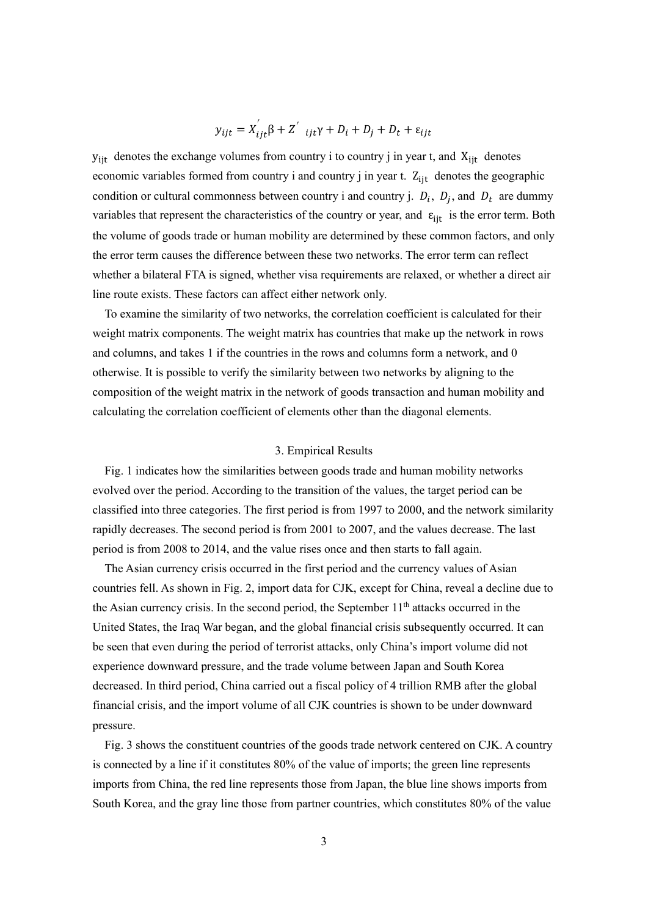$$y_{ijt} = X_{ijt}^{'}\beta + Z^{'}_{\ ijt}\gamma + D_i + D_j + D_t + \varepsilon_{ijt}$$

$y_{ijt}$ denotes the exchange volumes from country i to country j in year t, and $X_{ijt}$ denotes economic variables formed from country i and country j in year t. $Z_{ijt}$ denotes the geographic condition or cultural commonness between country i and country j. $D_i$, $D_j$, and $D_t$ are dummy variables that represent the characteristics of the country or year, and $\varepsilon_{ijt}$ is the error term. Both the volume of goods trade or human mobility are determined by these common factors, and only the error term causes the difference between these two networks. The error term can reflect whether a bilateral FTA is signed, whether visa requirements are relaxed, or whether a direct air line route exists. These factors can affect either network only.

To examine the similarity of two networks, the correlation coefficient is calculated for their weight matrix components. The weight matrix has countries that make up the network in rows and columns, and takes 1 if the countries in the rows and columns form a network, and 0 otherwise. It is possible to verify the similarity between two networks by aligning to the composition of the weight matrix in the network of goods transaction and human mobility and calculating the correlation coefficient of elements other than the diagonal elements.

## 3. Empirical Results

Fig. 1 indicates how the similarities between goods trade and human mobility networks evolved over the period. According to the transition of the values, the target period can be classified into three categories. The first period is from 1997 to 2000, and the network similarity rapidly decreases. The second period is from 2001 to 2007, and the values decrease. The last period is from 2008 to 2014, and the value rises once and then starts to fall again.

The Asian currency crisis occurred in the first period and the currency values of Asian countries fell. As shown in Fig. 2, import data for CJK, except for China, reveal a decline due to the Asian currency crisis. In the second period, the September 11th attacks occurred in the United States, the Iraq War began, and the global financial crisis subsequently occurred. It can be seen that even during the period of terrorist attacks, only China's import volume did not experience downward pressure, and the trade volume between Japan and South Korea decreased. In third period, China carried out a fiscal policy of 4 trillion RMB after the global financial crisis, and the import volume of all CJK countries is shown to be under downward pressure.

Fig. 3 shows the constituent countries of the goods trade network centered on CJK. A country is connected by a line if it constitutes 80% of the value of imports; the green line represents imports from China, the red line represents those from Japan, the blue line shows imports from South Korea, and the gray line those from partner countries, which constitutes 80% of the value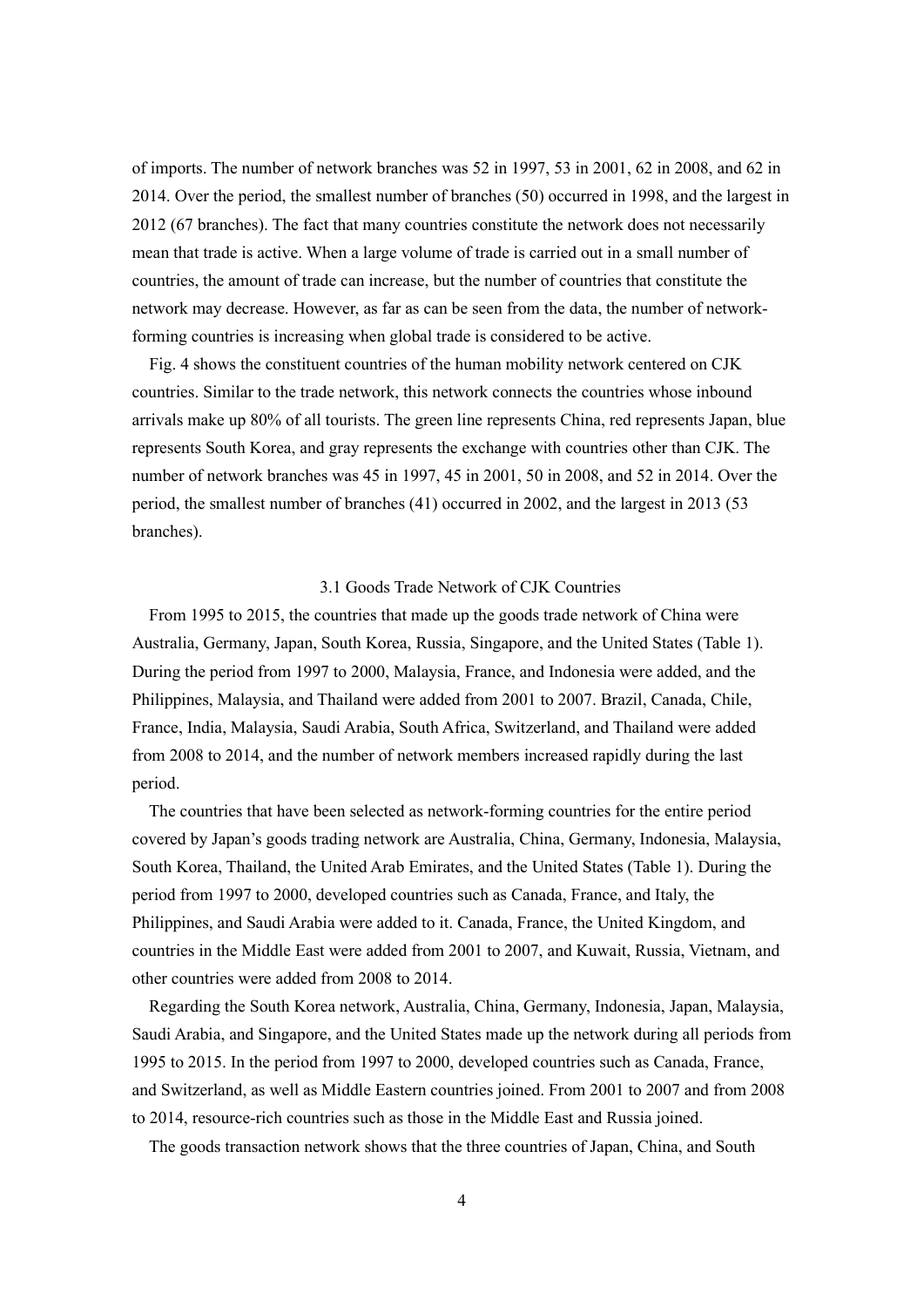of imports. The number of network branches was 52 in 1997, 53 in 2001, 62 in 2008, and 62 in 2014. Over the period, the smallest number of branches (50) occurred in 1998, and the largest in 2012 (67 branches). The fact that many countries constitute the network does not necessarily mean that trade is active. When a large volume of trade is carried out in a small number of countries, the amount of trade can increase, but the number of countries that constitute the network may decrease. However, as far as can be seen from the data, the number of network-forming countries is increasing when global trade is considered to be active.

Fig. 4 shows the constituent countries of the human mobility network centered on CJK countries. Similar to the trade network, this network connects the countries whose inbound arrivals make up 80% of all tourists. The green line represents China, red represents Japan, blue represents South Korea, and gray represents the exchange with countries other than CJK. The number of network branches was 45 in 1997, 45 in 2001, 50 in 2008, and 52 in 2014. Over the period, the smallest number of branches (41) occurred in 2002, and the largest in 2013 (53 branches).

### 3.1 Goods Trade Network of CJK Countries

From 1995 to 2015, the countries that made up the goods trade network of China were Australia, Germany, Japan, South Korea, Russia, Singapore, and the United States (Table 1). During the period from 1997 to 2000, Malaysia, France, and Indonesia were added, and the Philippines, Malaysia, and Thailand were added from 2001 to 2007. Brazil, Canada, Chile, France, India, Malaysia, Saudi Arabia, South Africa, Switzerland, and Thailand were added from 2008 to 2014, and the number of network members increased rapidly during the last period.

The countries that have been selected as network-forming countries for the entire period covered by Japan's goods trading network are Australia, China, Germany, Indonesia, Malaysia, South Korea, Thailand, the United Arab Emirates, and the United States (Table 1). During the period from 1997 to 2000, developed countries such as Canada, France, and Italy, the Philippines, and Saudi Arabia were added to it. Canada, France, the United Kingdom, and countries in the Middle East were added from 2001 to 2007, and Kuwait, Russia, Vietnam, and other countries were added from 2008 to 2014.

Regarding the South Korea network, Australia, China, Germany, Indonesia, Japan, Malaysia, Saudi Arabia, and Singapore, and the United States made up the network during all periods from 1995 to 2015. In the period from 1997 to 2000, developed countries such as Canada, France, and Switzerland, as well as Middle Eastern countries joined. From 2001 to 2007 and from 2008 to 2014, resource-rich countries such as those in the Middle East and Russia joined.

The goods transaction network shows that the three countries of Japan, China, and South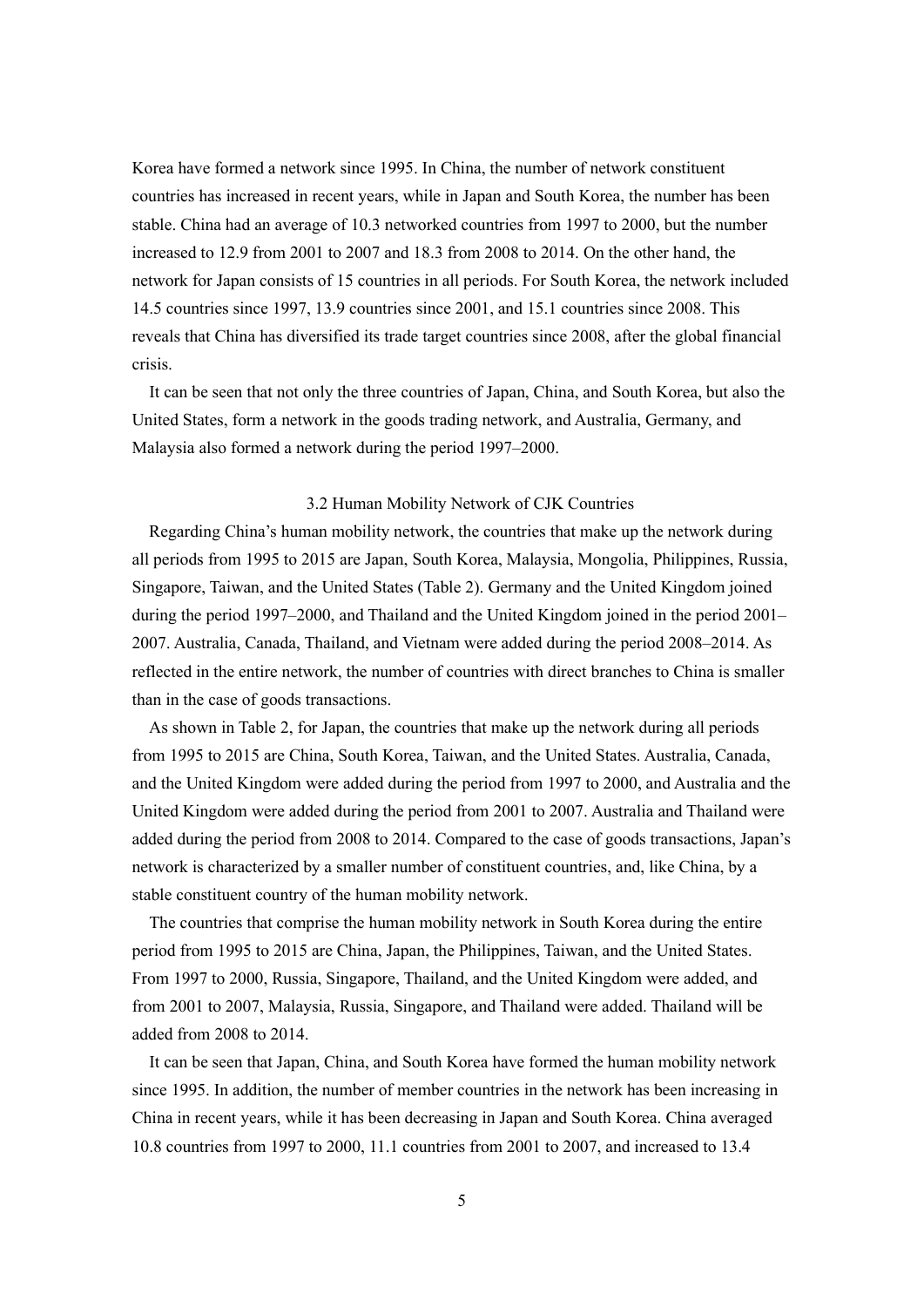Korea have formed a network since 1995. In China, the number of network constituent countries has increased in recent years, while in Japan and South Korea, the number has been stable. China had an average of 10.3 networked countries from 1997 to 2000, but the number increased to 12.9 from 2001 to 2007 and 18.3 from 2008 to 2014. On the other hand, the network for Japan consists of 15 countries in all periods. For South Korea, the network included 14.5 countries since 1997, 13.9 countries since 2001, and 15.1 countries since 2008. This reveals that China has diversified its trade target countries since 2008, after the global financial crisis.

It can be seen that not only the three countries of Japan, China, and South Korea, but also the United States, form a network in the goods trading network, and Australia, Germany, and Malaysia also formed a network during the period 1997–2000.

### 3.2 Human Mobility Network of CJK Countries

Regarding China's human mobility network, the countries that make up the network during all periods from 1995 to 2015 are Japan, South Korea, Malaysia, Mongolia, Philippines, Russia, Singapore, Taiwan, and the United States (Table 2). Germany and the United Kingdom joined during the period 1997–2000, and Thailand and the United Kingdom joined in the period 2001–2007. Australia, Canada, Thailand, and Vietnam were added during the period 2008–2014. As reflected in the entire network, the number of countries with direct branches to China is smaller than in the case of goods transactions.

As shown in Table 2, for Japan, the countries that make up the network during all periods from 1995 to 2015 are China, South Korea, Taiwan, and the United States. Australia, Canada, and the United Kingdom were added during the period from 1997 to 2000, and Australia and the United Kingdom were added during the period from 2001 to 2007. Australia and Thailand were added during the period from 2008 to 2014. Compared to the case of goods transactions, Japan's network is characterized by a smaller number of constituent countries, and, like China, by a stable constituent country of the human mobility network.

The countries that comprise the human mobility network in South Korea during the entire period from 1995 to 2015 are China, Japan, the Philippines, Taiwan, and the United States. From 1997 to 2000, Russia, Singapore, Thailand, and the United Kingdom were added, and from 2001 to 2007, Malaysia, Russia, Singapore, and Thailand were added. Thailand will be added from 2008 to 2014.

It can be seen that Japan, China, and South Korea have formed the human mobility network since 1995. In addition, the number of member countries in the network has been increasing in China in recent years, while it has been decreasing in Japan and South Korea. China averaged 10.8 countries from 1997 to 2000, 11.1 countries from 2001 to 2007, and increased to 13.4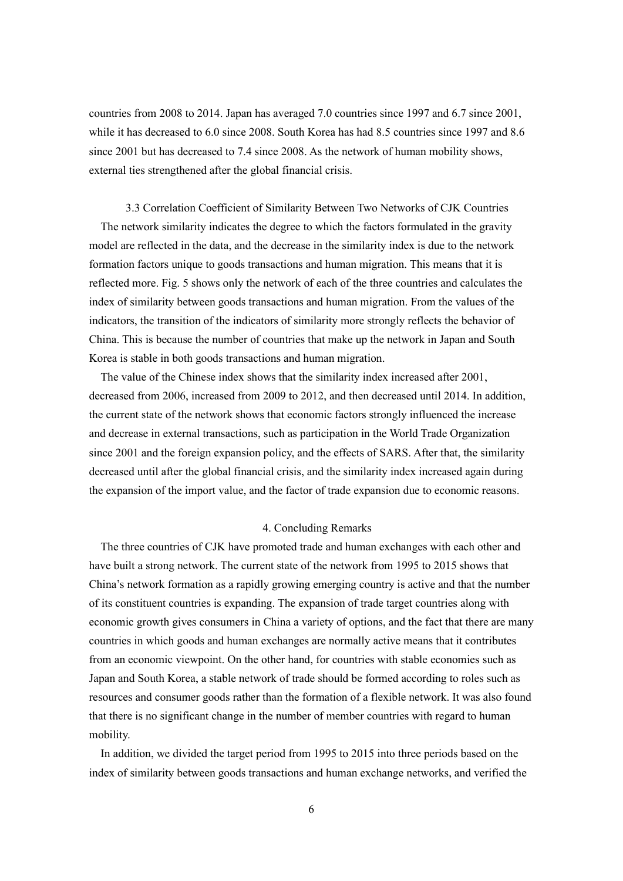countries from 2008 to 2014. Japan has averaged 7.0 countries since 1997 and 6.7 since 2001, while it has decreased to 6.0 since 2008. South Korea has had 8.5 countries since 1997 and 8.6 since 2001 but has decreased to 7.4 since 2008. As the network of human mobility shows, external ties strengthened after the global financial crisis.

### 3.3 Correlation Coefficient of Similarity Between Two Networks of CJK Countries

The network similarity indicates the degree to which the factors formulated in the gravity model are reflected in the data, and the decrease in the similarity index is due to the network formation factors unique to goods transactions and human migration. This means that it is reflected more. Fig. 5 shows only the network of each of the three countries and calculates the index of similarity between goods transactions and human migration. From the values of the indicators, the transition of the indicators of similarity more strongly reflects the behavior of China. This is because the number of countries that make up the network in Japan and South Korea is stable in both goods transactions and human migration.

The value of the Chinese index shows that the similarity index increased after 2001, decreased from 2006, increased from 2009 to 2012, and then decreased until 2014. In addition, the current state of the network shows that economic factors strongly influenced the increase and decrease in external transactions, such as participation in the World Trade Organization since 2001 and the foreign expansion policy, and the effects of SARS. After that, the similarity decreased until after the global financial crisis, and the similarity index increased again during the expansion of the import value, and the factor of trade expansion due to economic reasons.

## 4. Concluding Remarks

The three countries of CJK have promoted trade and human exchanges with each other and have built a strong network. The current state of the network from 1995 to 2015 shows that China's network formation as a rapidly growing emerging country is active and that the number of its constituent countries is expanding. The expansion of trade target countries along with economic growth gives consumers in China a variety of options, and the fact that there are many countries in which goods and human exchanges are normally active means that it contributes from an economic viewpoint. On the other hand, for countries with stable economies such as Japan and South Korea, a stable network of trade should be formed according to roles such as resources and consumer goods rather than the formation of a flexible network. It was also found that there is no significant change in the number of member countries with regard to human mobility.

In addition, we divided the target period from 1995 to 2015 into three periods based on the index of similarity between goods transactions and human exchange networks, and verified the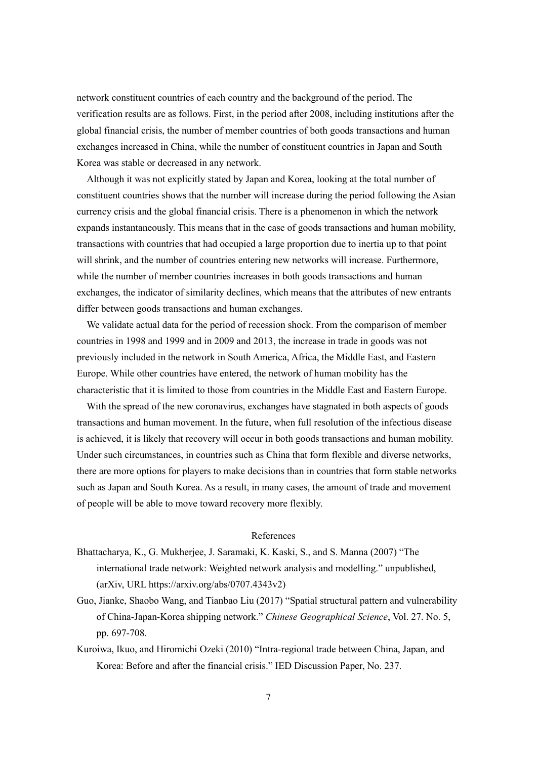network constituent countries of each country and the background of the period. The verification results are as follows. First, in the period after 2008, including institutions after the global financial crisis, the number of member countries of both goods transactions and human exchanges increased in China, while the number of constituent countries in Japan and South Korea was stable or decreased in any network.

Although it was not explicitly stated by Japan and Korea, looking at the total number of constituent countries shows that the number will increase during the period following the Asian currency crisis and the global financial crisis. There is a phenomenon in which the network expands instantaneously. This means that in the case of goods transactions and human mobility, transactions with countries that had occupied a large proportion due to inertia up to that point will shrink, and the number of countries entering new networks will increase. Furthermore, while the number of member countries increases in both goods transactions and human exchanges, the indicator of similarity declines, which means that the attributes of new entrants differ between goods transactions and human exchanges.

We validate actual data for the period of recession shock. From the comparison of member countries in 1998 and 1999 and in 2009 and 2013, the increase in trade in goods was not previously included in the network in South America, Africa, the Middle East, and Eastern Europe. While other countries have entered, the network of human mobility has the characteristic that it is limited to those from countries in the Middle East and Eastern Europe.

With the spread of the new coronavirus, exchanges have stagnated in both aspects of goods transactions and human movement. In the future, when full resolution of the infectious disease is achieved, it is likely that recovery will occur in both goods transactions and human mobility. Under such circumstances, in countries such as China that form flexible and diverse networks, there are more options for players to make decisions than in countries that form stable networks such as Japan and South Korea. As a result, in many cases, the amount of trade and movement of people will be able to move toward recovery more flexibly.

## References

Bhattacharya, K., G. Mukherjee, J. Saramaki, K. Kaski, S., and S. Manna (2007) "The international trade network: Weighted network analysis and modelling." unpublished, (arXiv, URL https://arxiv.org/abs/0707.4343v2)

Guo, Jianke, Shaobo Wang, and Tianbao Liu (2017) "Spatial structural pattern and vulnerability of China-Japan-Korea shipping network." *Chinese Geographical Science*, Vol. 27. No. 5, pp. 697-708.

Kuroiwa, Ikuo, and Hiromichi Ozeki (2010) "Intra-regional trade between China, Japan, and Korea: Before and after the financial crisis." IED Discussion Paper, No. 237.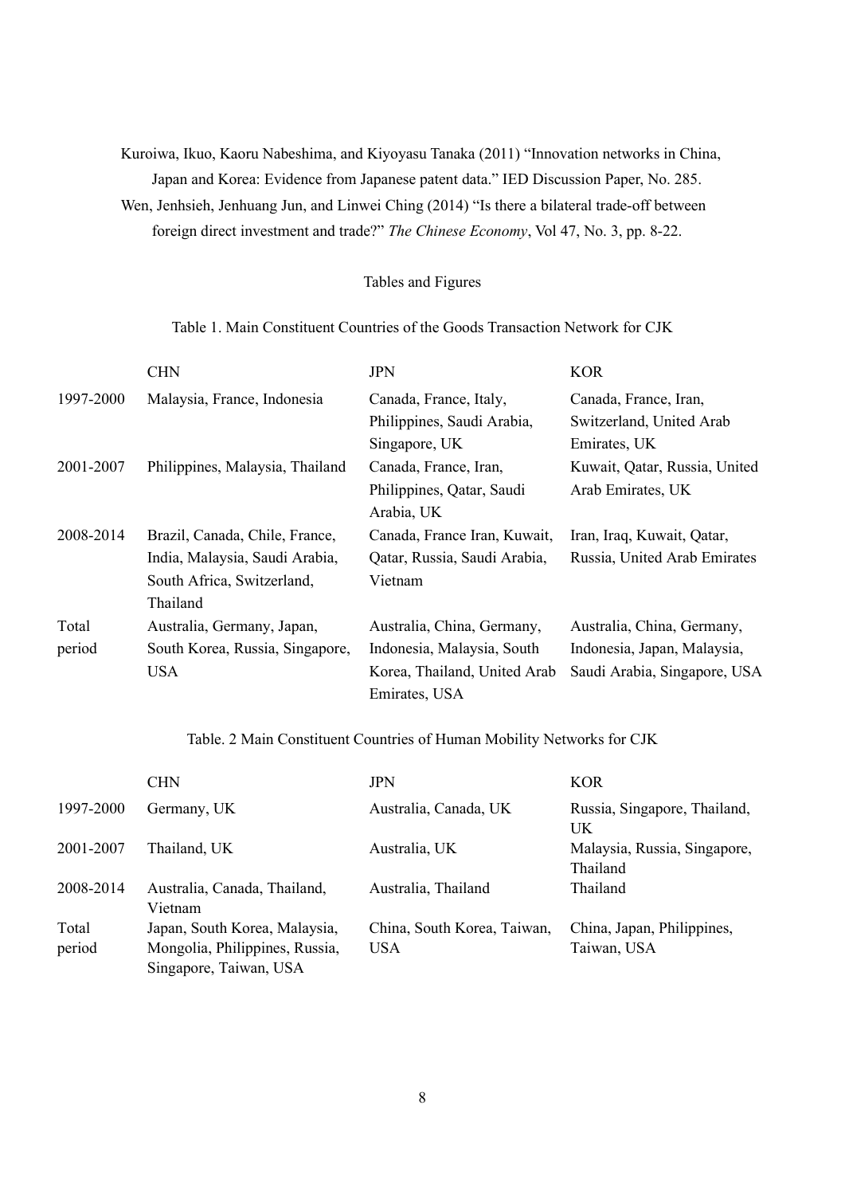Kuroiwa, Ikuo, Kaoru Nabeshima, and Kiyoyasu Tanaka (2011) "Innovation networks in China, Japan and Korea: Evidence from Japanese patent data." IED Discussion Paper, No. 285.

Wen, Jenhsieh, Jenhuang Jun, and Linwei Ching (2014) "Is there a bilateral trade-off between foreign direct investment and trade?" *The Chinese Economy*, Vol 47, No. 3, pp. 8-22.

## Tables and Figures

Table 1. Main Constituent Countries of the Goods Transaction Network for CJK

| | CHN | JPN | KOR |
|---|---|---|---|
| 1997-2000 | Malaysia, France, Indonesia | Canada, France, Italy, Philippines, Saudi Arabia, Singapore, UK | Canada, France, Iran, Switzerland, United Arab Emirates, UK |
| 2001-2007 | Philippines, Malaysia, Thailand | Canada, France, Iran, Philippines, Qatar, Saudi Arabia, UK | Kuwait, Qatar, Russia, United Arab Emirates, UK |
| 2008-2014 | Brazil, Canada, Chile, France, India, Malaysia, Saudi Arabia, South Africa, Switzerland, Thailand | Canada, France Iran, Kuwait, Qatar, Russia, Saudi Arabia, Vietnam | Iran, Iraq, Kuwait, Qatar, Russia, United Arab Emirates |
| Total period | Australia, Germany, Japan, South Korea, Russia, Singapore, USA | Australia, China, Germany, Indonesia, Malaysia, South Korea, Thailand, United Arab Emirates, USA | Australia, China, Germany, Indonesia, Japan, Malaysia, Saudi Arabia, Singapore, USA |

Table. 2 Main Constituent Countries of Human Mobility Networks for CJK

| | CHN | JPN | KOR |
|---|---|---|---|
| 1997-2000 | Germany, UK | Australia, Canada, UK | Russia, Singapore, Thailand, UK |
| 2001-2007 | Thailand, UK | Australia, UK | Malaysia, Russia, Singapore, Thailand |
| 2008-2014 | Australia, Canada, Thailand, Vietnam | Australia, Thailand | Thailand |
| Total period | Japan, South Korea, Malaysia, Mongolia, Philippines, Russia, Singapore, Taiwan, USA | China, South Korea, Taiwan, USA | China, Japan, Philippines, Taiwan, USA |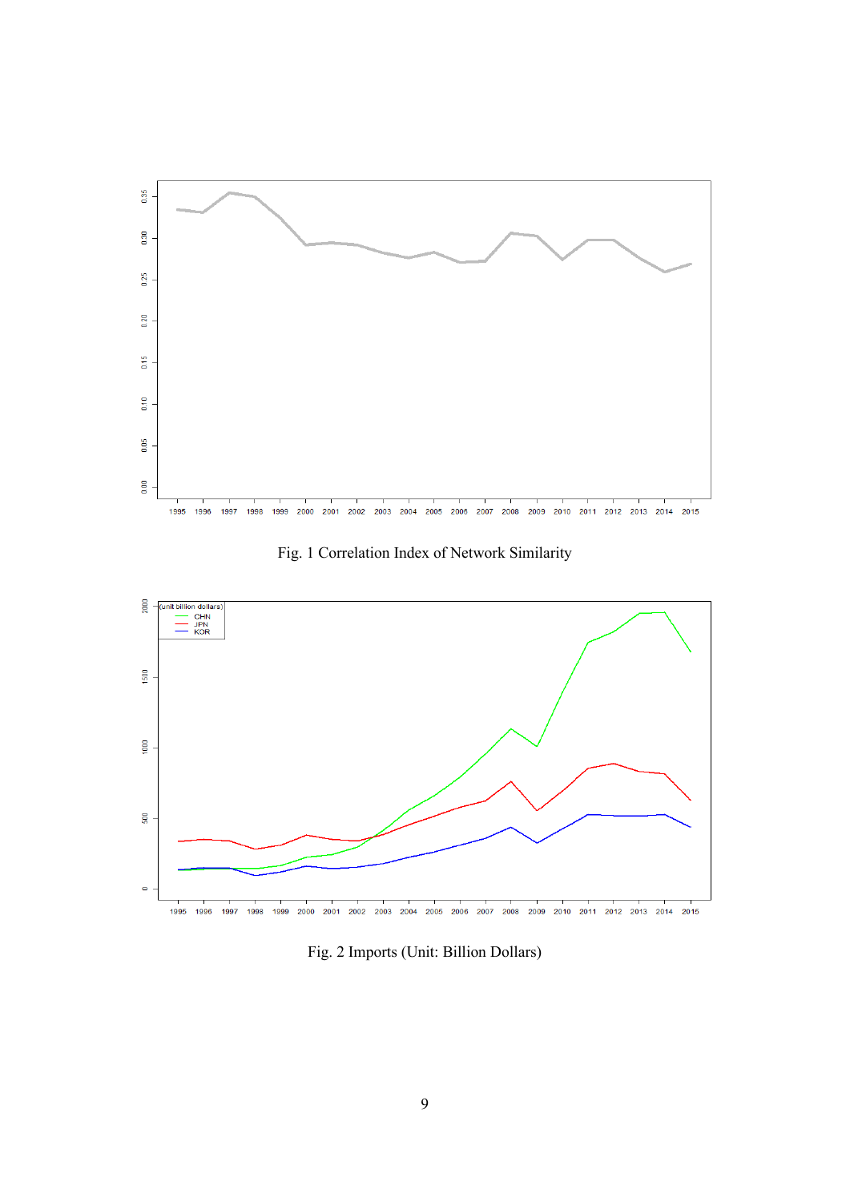Fig. 1 Correlation Index of Network Similarity

Fig. 2 Imports (Unit: Billion Dollars)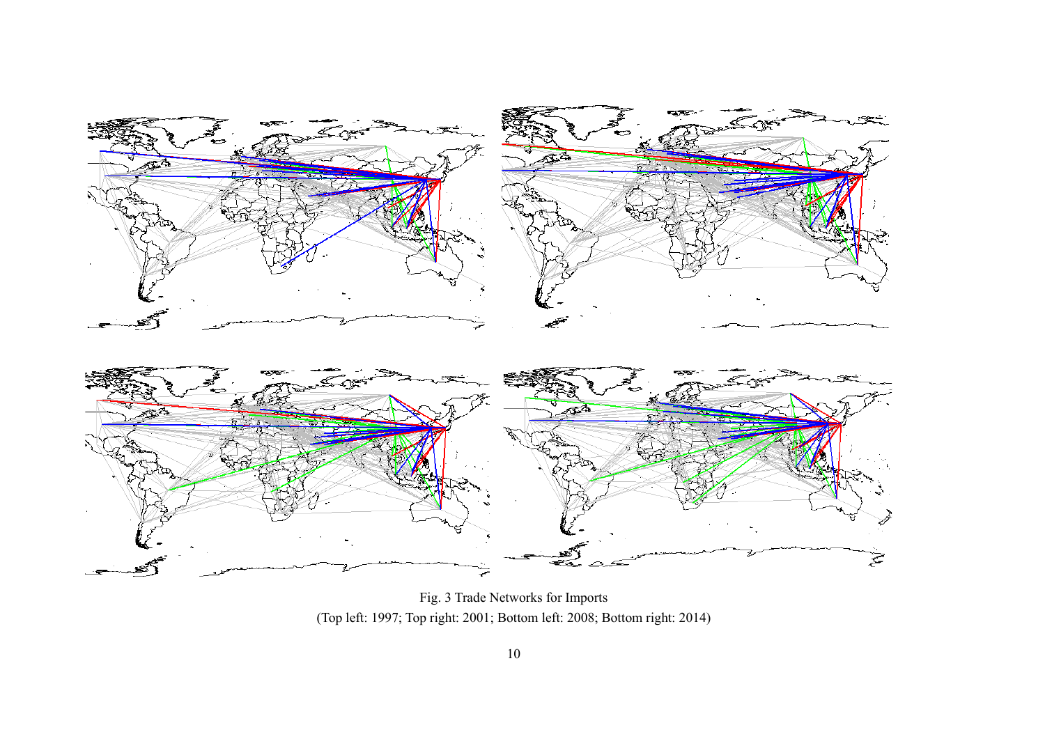Fig. 3 Trade Networks for Imports

(Top left: 1997; Top right: 2001; Bottom left: 2008; Bottom right: 2014)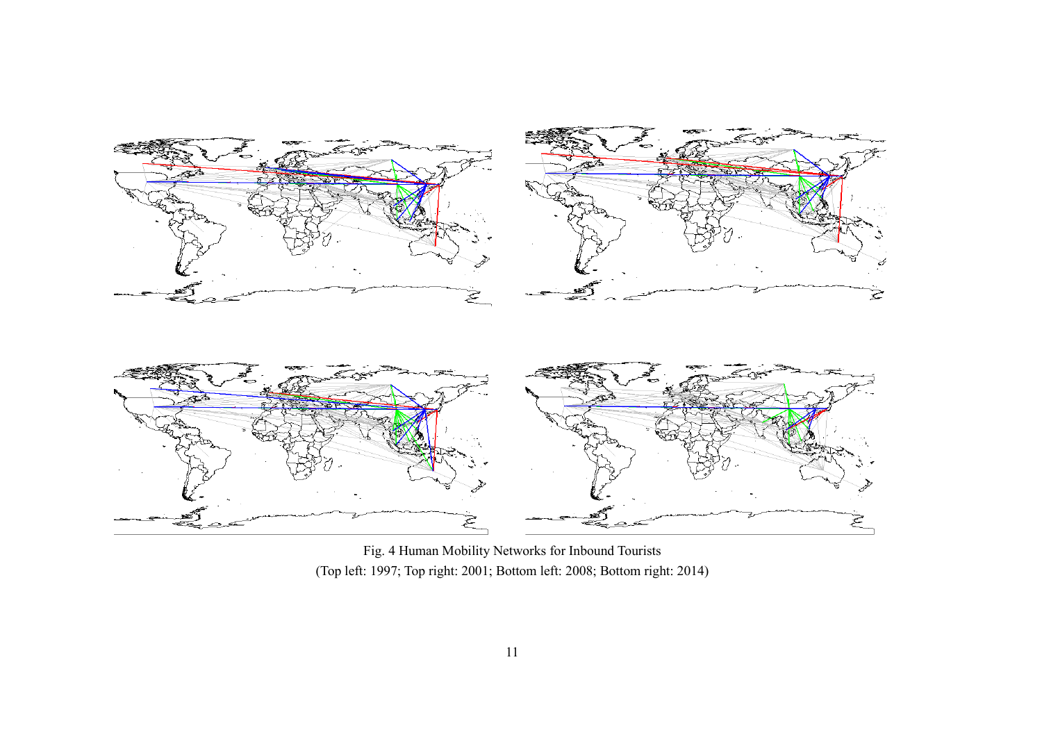Fig. 4 Human Mobility Networks for Inbound Tourists

(Top left: 1997; Top right: 2001; Bottom left: 2008; Bottom right: 2014)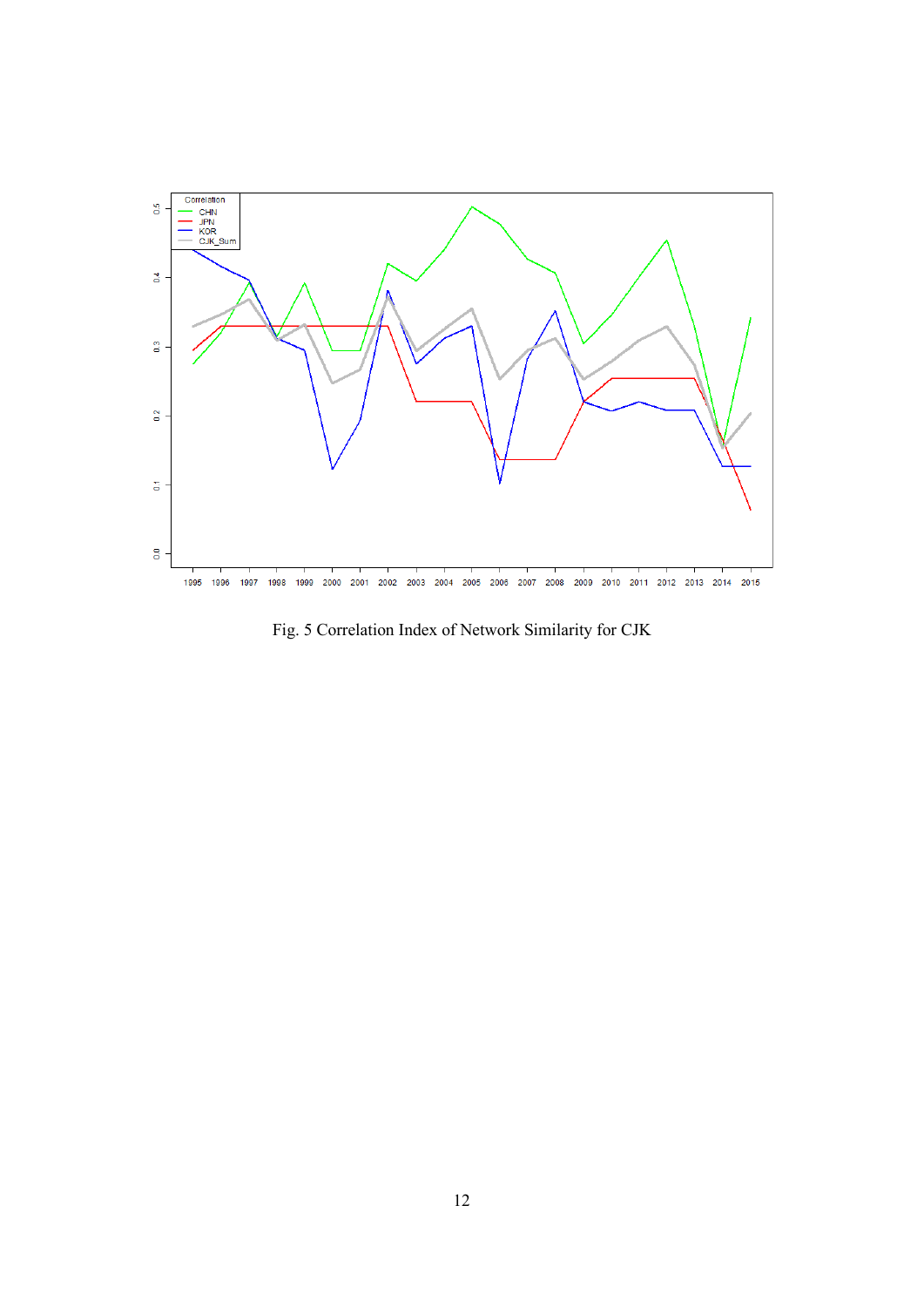Correlation
CHN
JPN
KOR
CJK_Sum

0.0
0.1
0.2
0.3
0.4
0.5

1995 1996 1997 1998 1999 2000 2001 2002 2003 2004 2005 2006 2007 2008 2009 2010 2011 2012 2013 2014 2015

Fig. 5 Correlation Index of Network Similarity for CJK